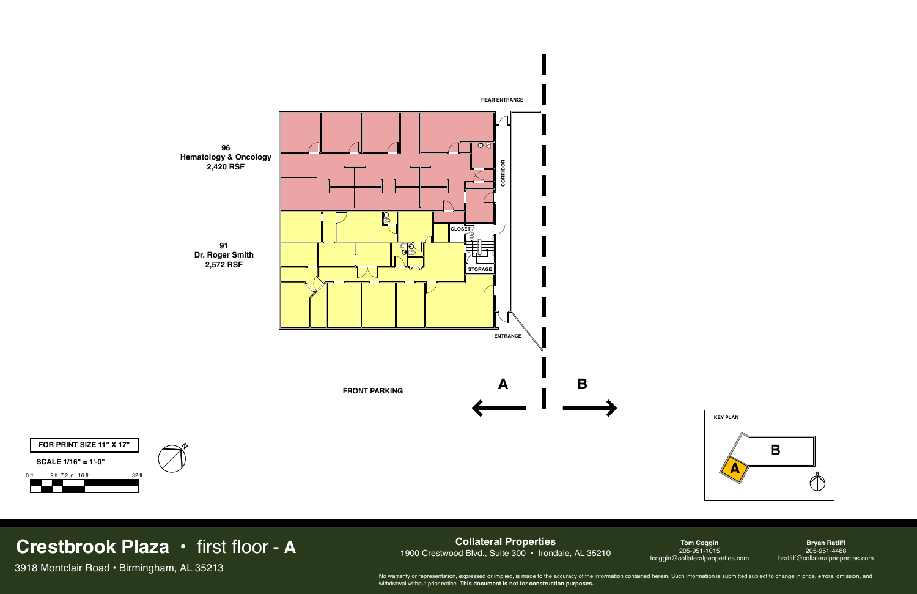REAR ENTRANCE

**96**
**Hematology & Oncology**
**2,420 RSF**

**91**
**Dr. Roger Smith**
**2,572 RSF**

CORRIDOR

CLOSET

STORAGE

ENTRANCE

FRONT PARKING

**A** ← → **B**

**FOR PRINT SIZE 11" X 17"**

**SCALE 1/16" = 1'-0"**

0 ft. 9 ft. 7.2 in. 16 ft. 32 ft.

**KEY PLAN**

**A** **B**

# Crestbrook Plaza • first floor - A

3918 Montclair Road • Birmingham, AL 35213

**Collateral Properties**
1900 Crestwood Blvd., Suite 300 • Irondale, AL 35210

**Tom Coggin**
205-951-1015
tcoggin@collateralpeoperties.com

**Bryan Ratliff**
205-951-4488
bratliff@collateralpeoperties.com

No warranty or representation, expressed or implied, is made to the accuracy of the information contained herein. Such information is submitted subject to change in price, errors, omission, and withdrawal without prior notice. **This document is not for construction purposes.**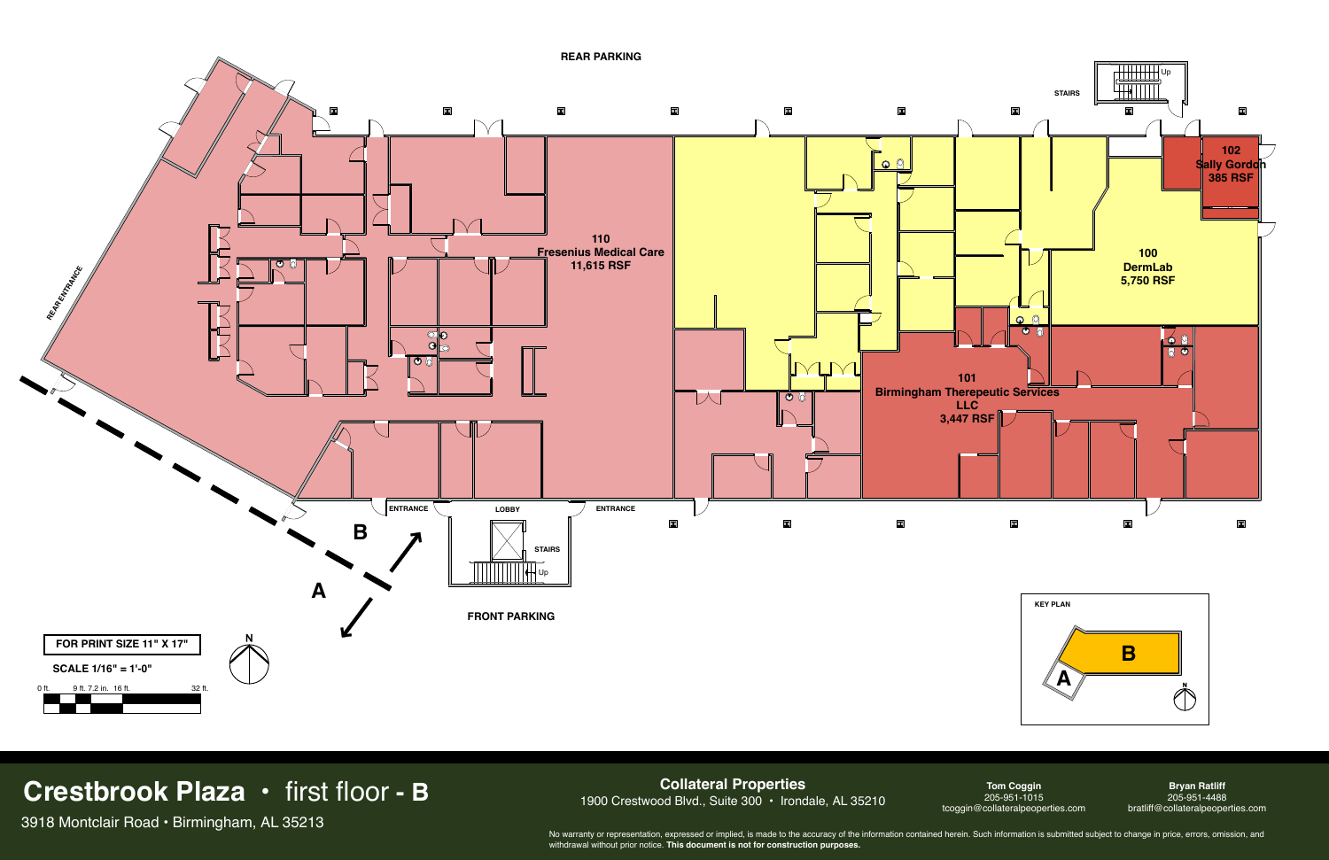REAR PARKING

STAIRS

Up

**102**
**Sally Gordon**
**385 RSF**

**110**
**Fresenius Medical Care**
**11,615 RSF**

**100**
**DermLab**
**5,750 RSF**

REAR ENTRANCE

**101**
**Birmingham Therepeutic Services LLC**
**3,447 RSF**

ENTRANCE

LOBBY

ENTRANCE

STAIRS

Up

**B**

**A**

FRONT PARKING

**FOR PRINT SIZE 11" X 17"**

N

**SCALE 1/16" = 1'-0"**

0 ft. 9 ft. 7.2 in. 16 ft. 32 ft.

KEY PLAN

**B**

**A**

N

# Crestbrook Plaza • first floor - B

3918 Montclair Road • Birmingham, AL 35213

**Collateral Properties**
1900 Crestwood Blvd., Suite 300 • Irondale, AL 35210

**Tom Coggin**
205-951-1015
tcoggin@collateralpeoperties.com

**Bryan Ratliff**
205-951-4488
bratliff@collateralpeoperties.com

No warranty or representation, expressed or implied, is made to the accuracy of the information contained herein. Such information is submitted subject to change in price, errors, omission, and withdrawal without prior notice. **This document is not for construction purposes.**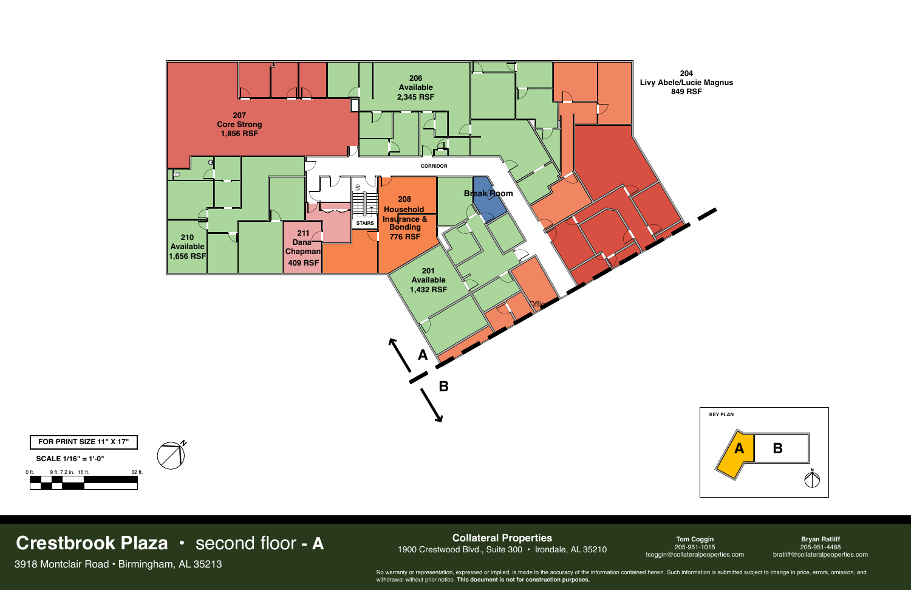206
Available
2,345 RSF

204
Livy Abele/Lucie Magnus
849 RSF

207
Core Strong
1,856 RSF

CORRIDOR

208
Household
Insurance &
Bonding
776 RSF

Break Room

STAIRS

UP

210
Available
1,656 RSF

211
Dana
Chapman
409 RSF

201
Available
1,432 RSF

Office

A

B

KEY PLAN

A | B

N

FOR PRINT SIZE 11" X 17"

SCALE 1/16" = 1'-0"

0 ft. 9 ft. 7.2 in. 16 ft. 32 ft.

N

# Crestbrook Plaza • second floor - A

3918 Montclair Road • Birmingham, AL 35213

**Collateral Properties**
1900 Crestwood Blvd., Suite 300 • Irondale, AL 35210

**Tom Coggin**
205-951-1015
tcoggin@collateralpeoperties.com

**Bryan Ratliff**
205-951-4488
bratliff@collateralpeoperties.com

No warranty or representation, expressed or implied, is made to the accuracy of the information contained herein. Such information is submitted subject to change in price, errors, omission, and withdrawal without prior notice. **This document is not for construction purposes.**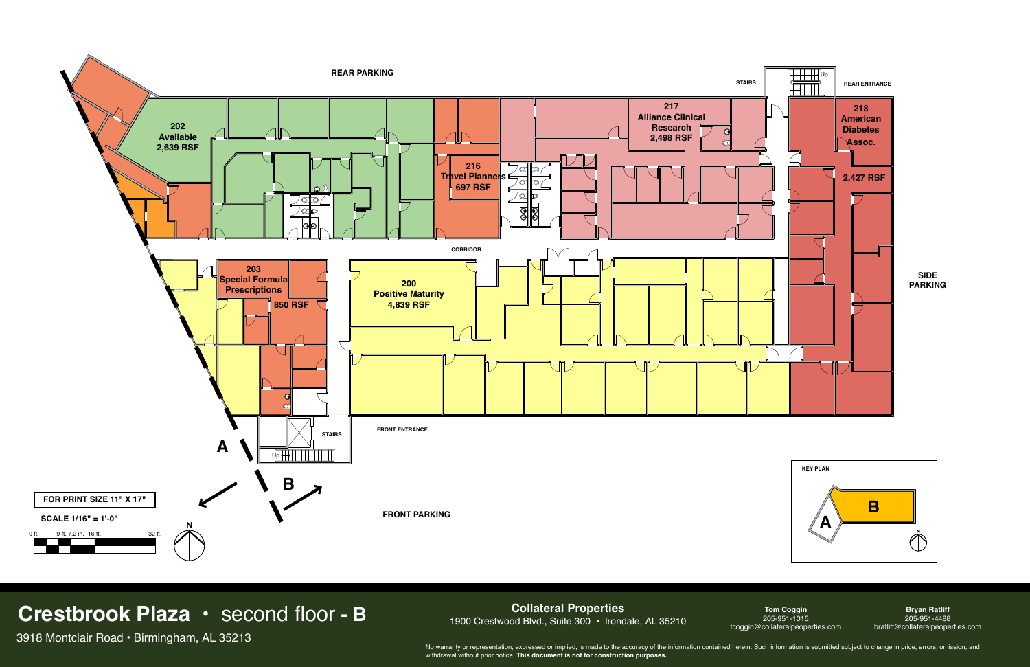REAR PARKING

STAIRS

REAR ENTRANCE

202
Available
2,639 RSF

216
Travel Planners
697 RSF

217
Alliance Clinical Research
2,498 RSF

218
American Diabetes Assoc.
2,427 RSF

CORRIDOR

203
Special Formula Prescriptions
850 RSF

200
Positive Maturity
4,839 RSF

SIDE PARKING

STAIRS

FRONT ENTRANCE

A

B

FRONT PARKING

FOR PRINT SIZE 11" X 17"

SCALE 1/16" = 1'-0"

0 ft. 9 ft. 7.2 in. 16 ft. 32 ft.

N

KEY PLAN

A B

# Crestbrook Plaza • second floor - B

3918 Montclair Road • Birmingham, AL 35213

**Collateral Properties**
1900 Crestwood Blvd., Suite 300 • Irondale, AL 35210

**Tom Coggin**
205-951-1015
tcoggin@collateralpeoperties.com

**Bryan Ratliff**
205-951-4488
bratliff@collateralpeoperties.com

No warranty or representation, expressed or implied, is made to the accuracy of the information contained herein. Such information is submitted subject to change in price, errors, omission, and withdrawal without prior notice. **This document is not for construction purposes.**